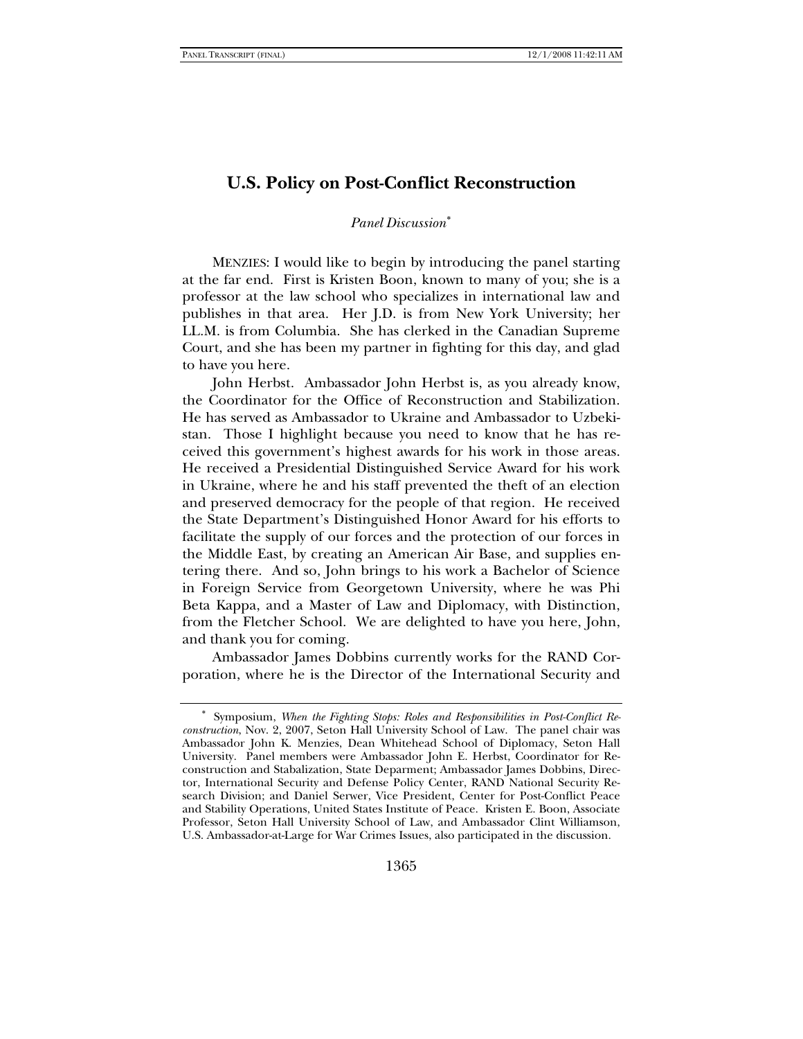# U.S. Policy on Post-Conflict Reconstruction

*Panel Discussion*[*]

MENZIES: I would like to begin by introducing the panel starting at the far end. First is Kristen Boon, known to many of you; she is a professor at the law school who specializes in international law and publishes in that area. Her J.D. is from New York University; her LL.M. is from Columbia. She has clerked in the Canadian Supreme Court, and she has been my partner in fighting for this day, and glad to have you here.

John Herbst. Ambassador John Herbst is, as you already know, the Coordinator for the Office of Reconstruction and Stabilization. He has served as Ambassador to Ukraine and Ambassador to Uzbekistan. Those I highlight because you need to know that he has received this government's highest awards for his work in those areas. He received a Presidential Distinguished Service Award for his work in Ukraine, where he and his staff prevented the theft of an election and preserved democracy for the people of that region. He received the State Department's Distinguished Honor Award for his efforts to facilitate the supply of our forces and the protection of our forces in the Middle East, by creating an American Air Base, and supplies entering there. And so, John brings to his work a Bachelor of Science in Foreign Service from Georgetown University, where he was Phi Beta Kappa, and a Master of Law and Diplomacy, with Distinction, from the Fletcher School. We are delighted to have you here, John, and thank you for coming.

Ambassador James Dobbins currently works for the RAND Corporation, where he is the Director of the International Security and

---

[*] Symposium, *When the Fighting Stops: Roles and Responsibilities in Post-Conflict Reconstruction*, Nov. 2, 2007, Seton Hall University School of Law. The panel chair was Ambassador John K. Menzies, Dean Whitehead School of Diplomacy, Seton Hall University. Panel members were Ambassador John E. Herbst, Coordinator for Reconstruction and Stabalization, State Deparment; Ambassador James Dobbins, Director, International Security and Defense Policy Center, RAND National Security Research Division; and Daniel Serwer, Vice President, Center for Post-Conflict Peace and Stability Operations, United States Institute of Peace. Kristen E. Boon, Associate Professor, Seton Hall University School of Law, and Ambassador Clint Williamson, U.S. Ambassador-at-Large for War Crimes Issues, also participated in the discussion.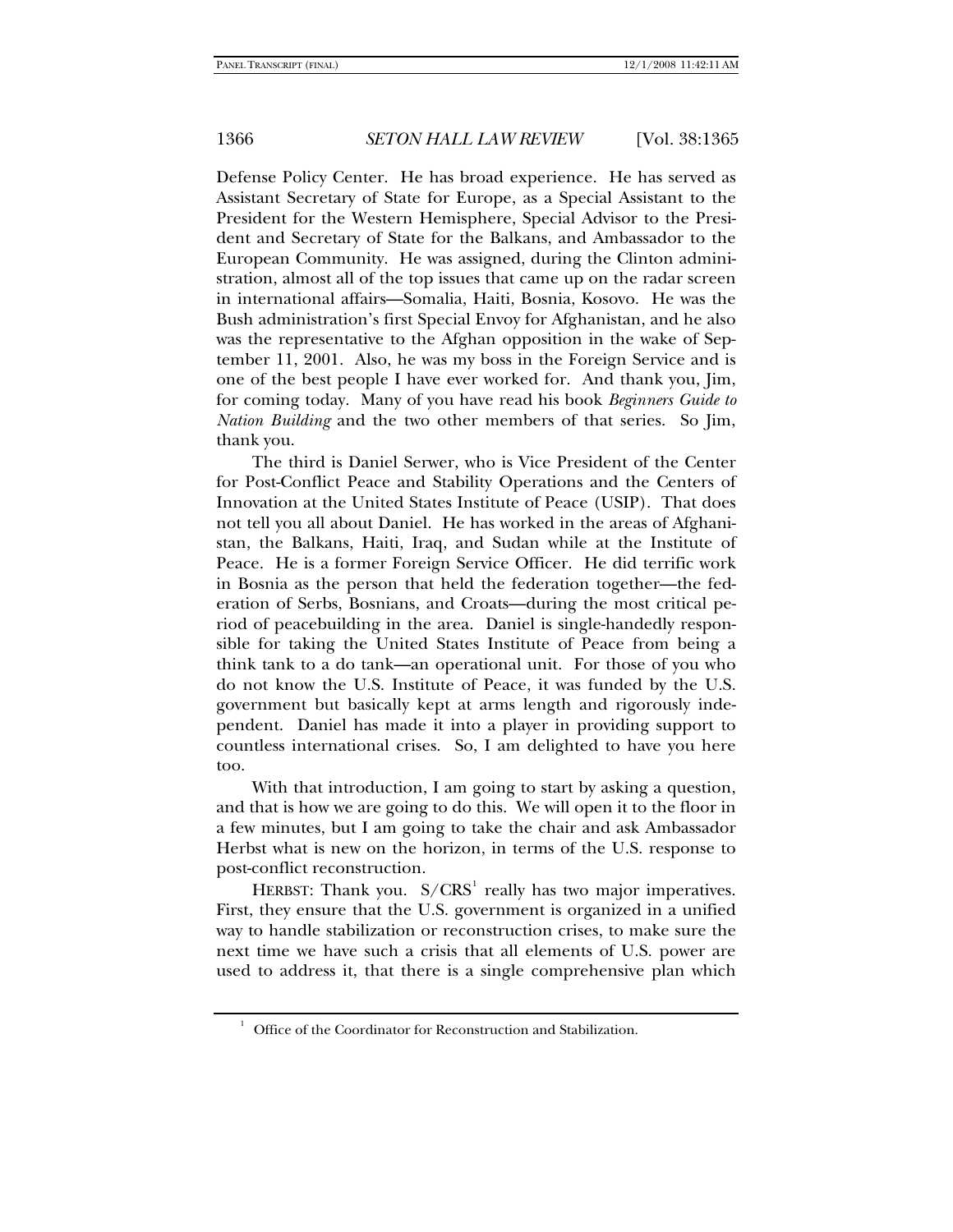Defense Policy Center. He has broad experience. He has served as Assistant Secretary of State for Europe, as a Special Assistant to the President for the Western Hemisphere, Special Advisor to the President and Secretary of State for the Balkans, and Ambassador to the European Community. He was assigned, during the Clinton administration, almost all of the top issues that came up on the radar screen in international affairs—Somalia, Haiti, Bosnia, Kosovo. He was the Bush administration's first Special Envoy for Afghanistan, and he also was the representative to the Afghan opposition in the wake of September 11, 2001. Also, he was my boss in the Foreign Service and is one of the best people I have ever worked for. And thank you, Jim, for coming today. Many of you have read his book *Beginners Guide to Nation Building* and the two other members of that series. So Jim, thank you.

The third is Daniel Serwer, who is Vice President of the Center for Post-Conflict Peace and Stability Operations and the Centers of Innovation at the United States Institute of Peace (USIP). That does not tell you all about Daniel. He has worked in the areas of Afghanistan, the Balkans, Haiti, Iraq, and Sudan while at the Institute of Peace. He is a former Foreign Service Officer. He did terrific work in Bosnia as the person that held the federation together—the federation of Serbs, Bosnians, and Croats—during the most critical period of peacebuilding in the area. Daniel is single-handedly responsible for taking the United States Institute of Peace from being a think tank to a do tank—an operational unit. For those of you who do not know the U.S. Institute of Peace, it was funded by the U.S. government but basically kept at arms length and rigorously independent. Daniel has made it into a player in providing support to countless international crises. So, I am delighted to have you here too.

With that introduction, I am going to start by asking a question, and that is how we are going to do this. We will open it to the floor in a few minutes, but I am going to take the chair and ask Ambassador Herbst what is new on the horizon, in terms of the U.S. response to post-conflict reconstruction.

HERBST: Thank you. S/CRS[1] really has two major imperatives. First, they ensure that the U.S. government is organized in a unified way to handle stabilization or reconstruction crises, to make sure the next time we have such a crisis that all elements of U.S. power are used to address it, that there is a single comprehensive plan which

[1] Office of the Coordinator for Reconstruction and Stabilization.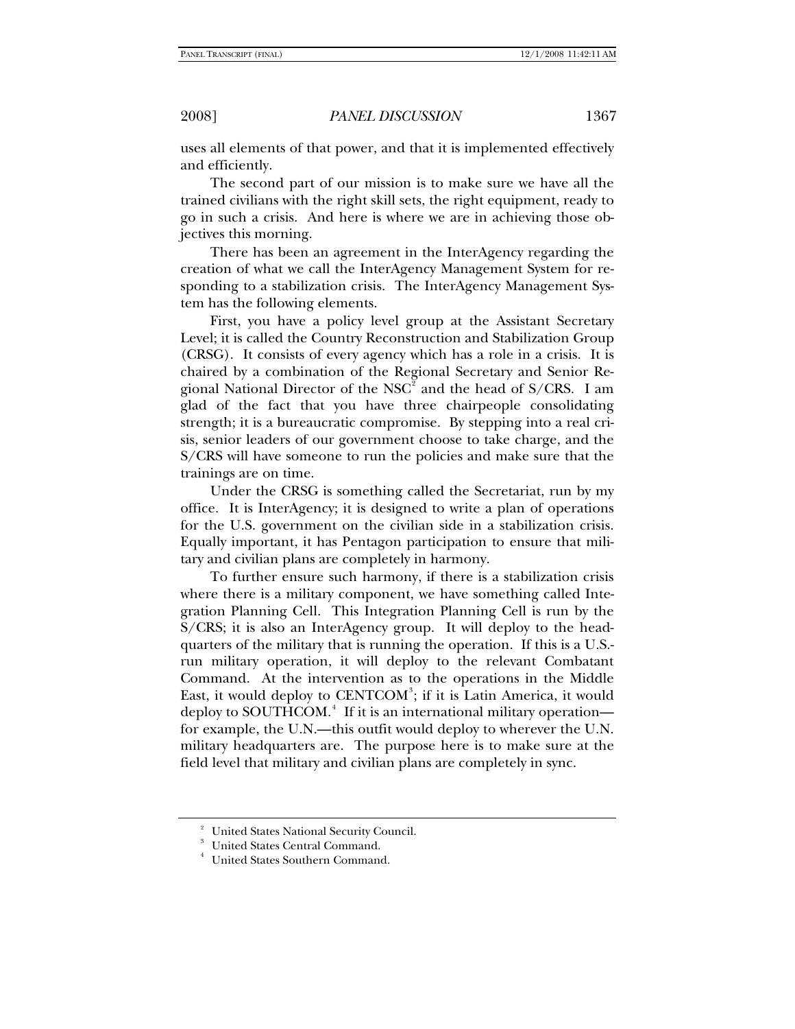uses all elements of that power, and that it is implemented effectively and efficiently.

The second part of our mission is to make sure we have all the trained civilians with the right skill sets, the right equipment, ready to go in such a crisis. And here is where we are in achieving those objectives this morning.

There has been an agreement in the InterAgency regarding the creation of what we call the InterAgency Management System for responding to a stabilization crisis. The InterAgency Management System has the following elements.

First, you have a policy level group at the Assistant Secretary Level; it is called the Country Reconstruction and Stabilization Group (CRSG). It consists of every agency which has a role in a crisis. It is chaired by a combination of the Regional Secretary and Senior Regional National Director of the NSC[2] and the head of S/CRS. I am glad of the fact that you have three chairpeople consolidating strength; it is a bureaucratic compromise. By stepping into a real crisis, senior leaders of our government choose to take charge, and the S/CRS will have someone to run the policies and make sure that the trainings are on time.

Under the CRSG is something called the Secretariat, run by my office. It is InterAgency; it is designed to write a plan of operations for the U.S. government on the civilian side in a stabilization crisis. Equally important, it has Pentagon participation to ensure that military and civilian plans are completely in harmony.

To further ensure such harmony, if there is a stabilization crisis where there is a military component, we have something called Integration Planning Cell. This Integration Planning Cell is run by the S/CRS; it is also an InterAgency group. It will deploy to the headquarters of the military that is running the operation. If this is a U.S.-run military operation, it will deploy to the relevant Combatant Command. At the intervention as to the operations in the Middle East, it would deploy to CENTCOM[3]; if it is Latin America, it would deploy to SOUTHCOM.[4] If it is an international military operation—for example, the U.N.—this outfit would deploy to wherever the U.N. military headquarters are. The purpose here is to make sure at the field level that military and civilian plans are completely in sync.

---

[2] United States National Security Council.

[3] United States Central Command.

[4] United States Southern Command.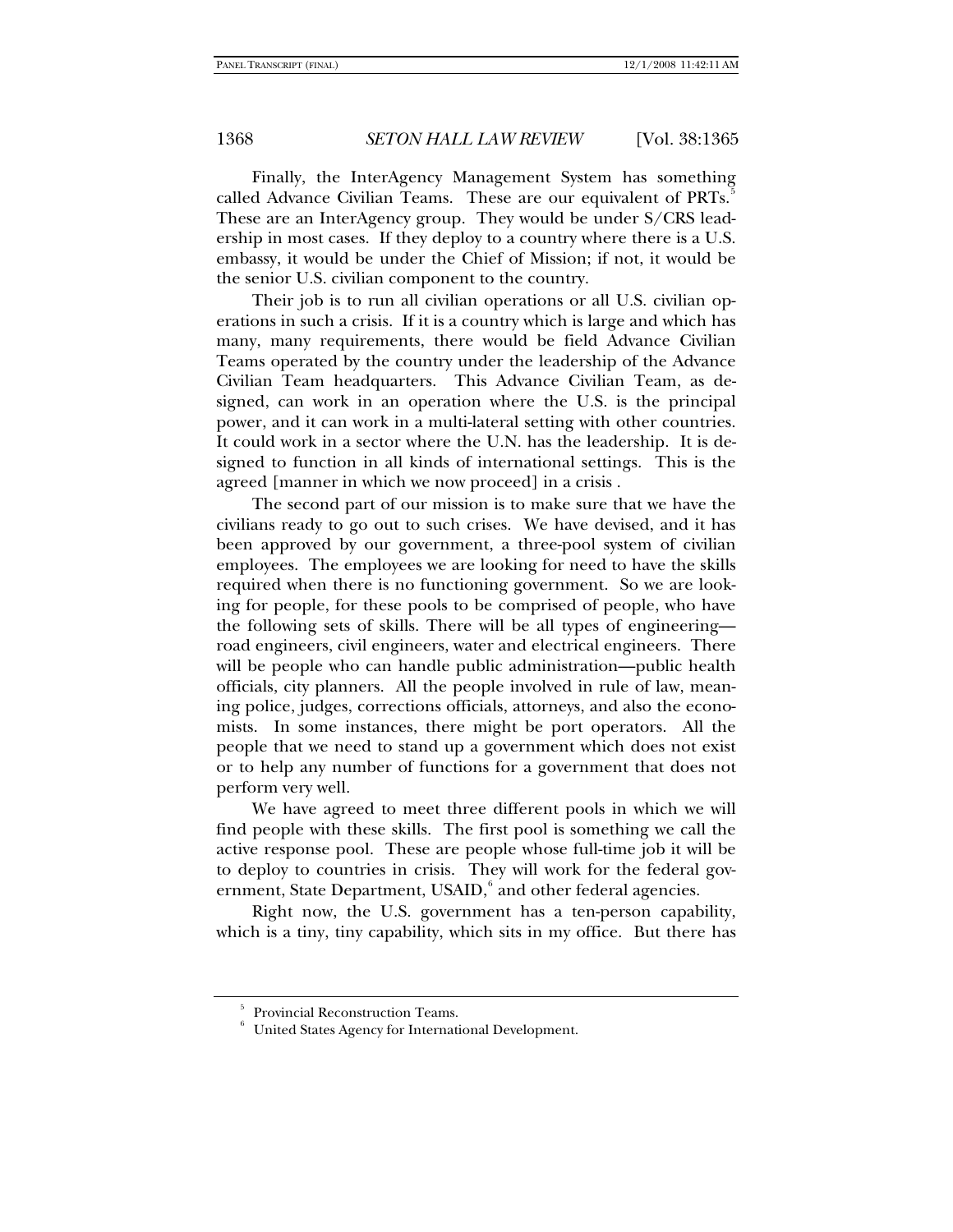Finally, the InterAgency Management System has something called Advance Civilian Teams. These are our equivalent of PRTs.[5] These are an InterAgency group. They would be under S/CRS leadership in most cases. If they deploy to a country where there is a U.S. embassy, it would be under the Chief of Mission; if not, it would be the senior U.S. civilian component to the country.

Their job is to run all civilian operations or all U.S. civilian operations in such a crisis. If it is a country which is large and which has many, many requirements, there would be field Advance Civilian Teams operated by the country under the leadership of the Advance Civilian Team headquarters. This Advance Civilian Team, as designed, can work in an operation where the U.S. is the principal power, and it can work in a multi-lateral setting with other countries. It could work in a sector where the U.N. has the leadership. It is designed to function in all kinds of international settings. This is the agreed [manner in which we now proceed] in a crisis .

The second part of our mission is to make sure that we have the civilians ready to go out to such crises. We have devised, and it has been approved by our government, a three-pool system of civilian employees. The employees we are looking for need to have the skills required when there is no functioning government. So we are looking for people, for these pools to be comprised of people, who have the following sets of skills. There will be all types of engineering—road engineers, civil engineers, water and electrical engineers. There will be people who can handle public administration—public health officials, city planners. All the people involved in rule of law, meaning police, judges, corrections officials, attorneys, and also the economists. In some instances, there might be port operators. All the people that we need to stand up a government which does not exist or to help any number of functions for a government that does not perform very well.

We have agreed to meet three different pools in which we will find people with these skills. The first pool is something we call the active response pool. These are people whose full-time job it will be to deploy to countries in crisis. They will work for the federal government, State Department, USAID,[6] and other federal agencies.

Right now, the U.S. government has a ten-person capability, which is a tiny, tiny capability, which sits in my office. But there has

[5] Provincial Reconstruction Teams.

[6] United States Agency for International Development.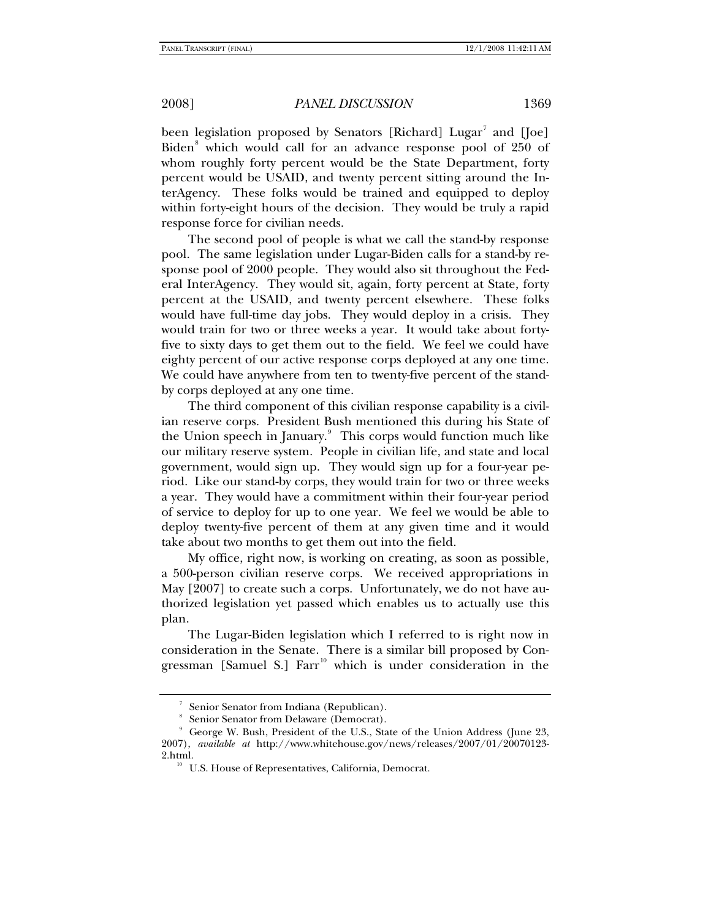been legislation proposed by Senators [Richard] Lugar[7] and [Joe] Biden[8] which would call for an advance response pool of 250 of whom roughly forty percent would be the State Department, forty percent would be USAID, and twenty percent sitting around the InterAgency. These folks would be trained and equipped to deploy within forty-eight hours of the decision. They would be truly a rapid response force for civilian needs.

The second pool of people is what we call the stand-by response pool. The same legislation under Lugar-Biden calls for a stand-by response pool of 2000 people. They would also sit throughout the Federal InterAgency. They would sit, again, forty percent at State, forty percent at the USAID, and twenty percent elsewhere. These folks would have full-time day jobs. They would deploy in a crisis. They would train for two or three weeks a year. It would take about forty-five to sixty days to get them out to the field. We feel we could have eighty percent of our active response corps deployed at any one time. We could have anywhere from ten to twenty-five percent of the stand-by corps deployed at any one time.

The third component of this civilian response capability is a civilian reserve corps. President Bush mentioned this during his State of the Union speech in January.[9] This corps would function much like our military reserve system. People in civilian life, and state and local government, would sign up. They would sign up for a four-year period. Like our stand-by corps, they would train for two or three weeks a year. They would have a commitment within their four-year period of service to deploy for up to one year. We feel we would be able to deploy twenty-five percent of them at any given time and it would take about two months to get them out into the field.

My office, right now, is working on creating, as soon as possible, a 500-person civilian reserve corps. We received appropriations in May [2007] to create such a corps. Unfortunately, we do not have authorized legislation yet passed which enables us to actually use this plan.

The Lugar-Biden legislation which I referred to is right now in consideration in the Senate. There is a similar bill proposed by Congressman [Samuel S.] Farr[10] which is under consideration in the

---

[7] Senior Senator from Indiana (Republican).

[8] Senior Senator from Delaware (Democrat).

[9] George W. Bush, President of the U.S., State of the Union Address (June 23, 2007), *available at* http://www.whitehouse.gov/news/releases/2007/01/20070123-2.html.

[10] U.S. House of Representatives, California, Democrat.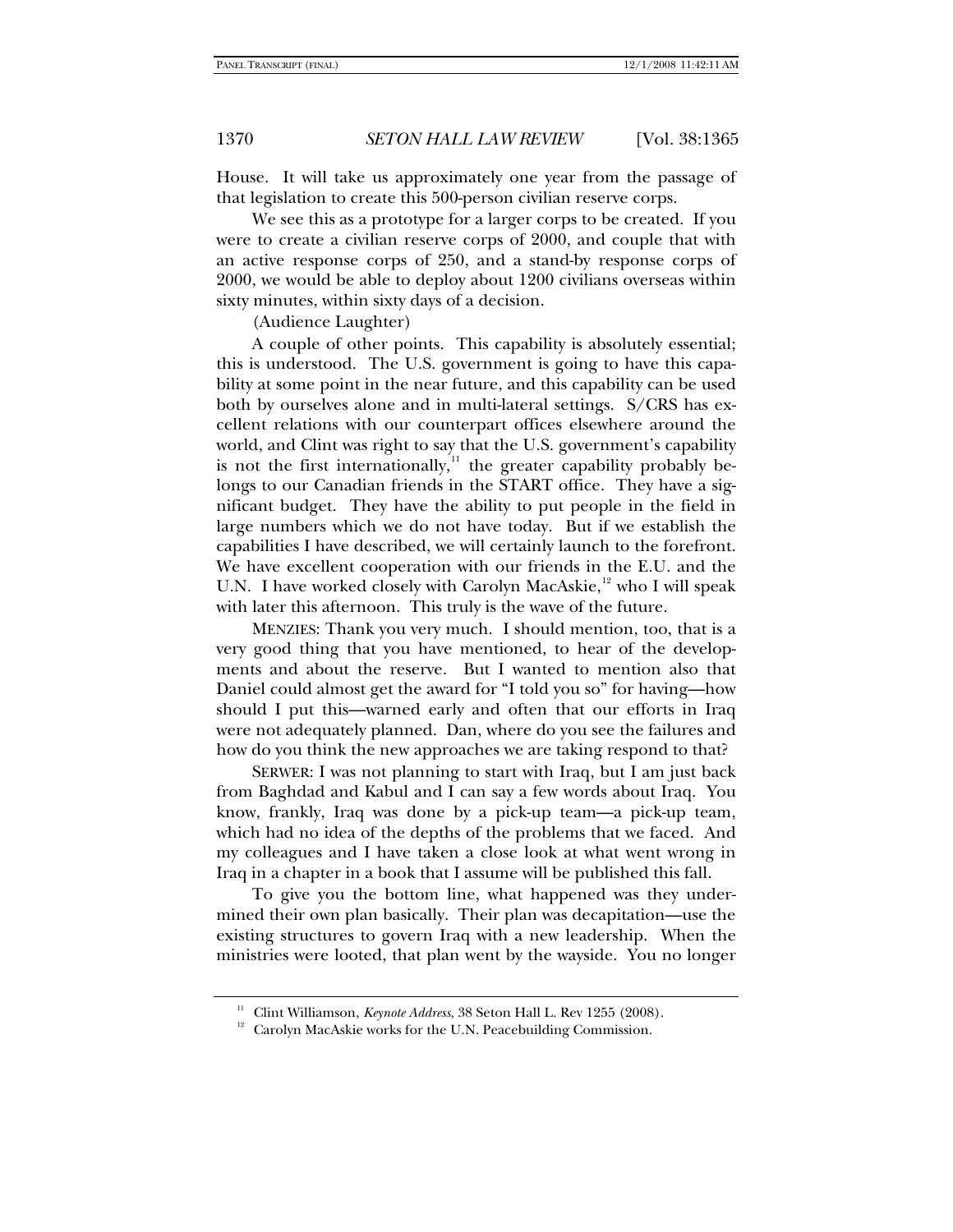House. It will take us approximately one year from the passage of that legislation to create this 500-person civilian reserve corps.

We see this as a prototype for a larger corps to be created. If you were to create a civilian reserve corps of 2000, and couple that with an active response corps of 250, and a stand-by response corps of 2000, we would be able to deploy about 1200 civilians overseas within sixty minutes, within sixty days of a decision.

(Audience Laughter)

A couple of other points. This capability is absolutely essential; this is understood. The U.S. government is going to have this capability at some point in the near future, and this capability can be used both by ourselves alone and in multi-lateral settings. S/CRS has excellent relations with our counterpart offices elsewhere around the world, and Clint was right to say that the U.S. government's capability is not the first internationally,[11] the greater capability probably belongs to our Canadian friends in the START office. They have a significant budget. They have the ability to put people in the field in large numbers which we do not have today. But if we establish the capabilities I have described, we will certainly launch to the forefront. We have excellent cooperation with our friends in the E.U. and the U.N. I have worked closely with Carolyn MacAskie,[12] who I will speak with later this afternoon. This truly is the wave of the future.

MENZIES: Thank you very much. I should mention, too, that is a very good thing that you have mentioned, to hear of the developments and about the reserve. But I wanted to mention also that Daniel could almost get the award for "I told you so" for having—how should I put this—warned early and often that our efforts in Iraq were not adequately planned. Dan, where do you see the failures and how do you think the new approaches we are taking respond to that?

SERWER: I was not planning to start with Iraq, but I am just back from Baghdad and Kabul and I can say a few words about Iraq. You know, frankly, Iraq was done by a pick-up team—a pick-up team, which had no idea of the depths of the problems that we faced. And my colleagues and I have taken a close look at what went wrong in Iraq in a chapter in a book that I assume will be published this fall.

To give you the bottom line, what happened was they undermined their own plan basically. Their plan was decapitation—use the existing structures to govern Iraq with a new leadership. When the ministries were looted, that plan went by the wayside. You no longer

---

[11] Clint Williamson, *Keynote Address*, 38 Seton Hall L. Rev 1255 (2008).

[12] Carolyn MacAskie works for the U.N. Peacebuilding Commission.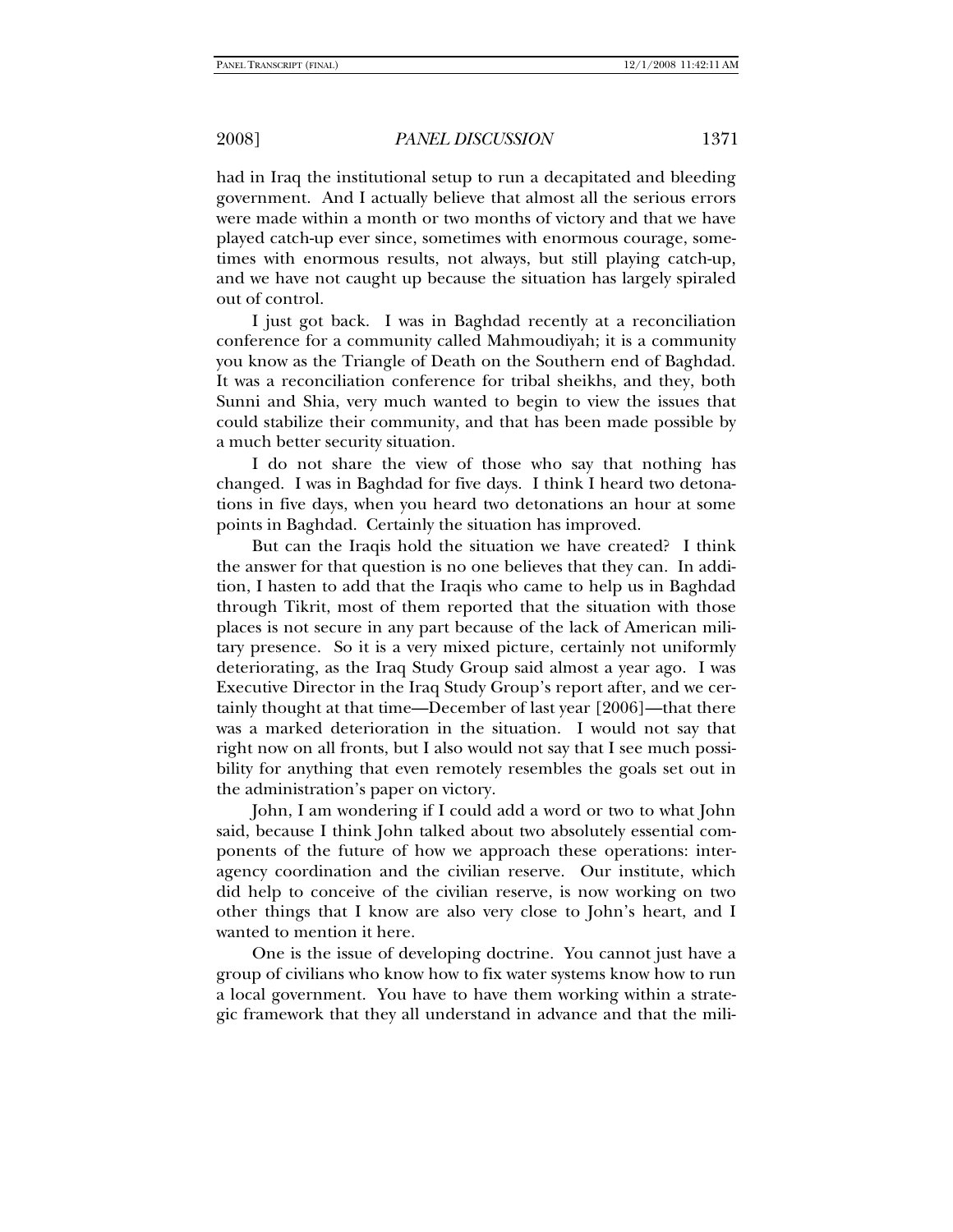had in Iraq the institutional setup to run a decapitated and bleeding government. And I actually believe that almost all the serious errors were made within a month or two months of victory and that we have played catch-up ever since, sometimes with enormous courage, sometimes with enormous results, not always, but still playing catch-up, and we have not caught up because the situation has largely spiraled out of control.

I just got back. I was in Baghdad recently at a reconciliation conference for a community called Mahmoudiyah; it is a community you know as the Triangle of Death on the Southern end of Baghdad. It was a reconciliation conference for tribal sheikhs, and they, both Sunni and Shia, very much wanted to begin to view the issues that could stabilize their community, and that has been made possible by a much better security situation.

I do not share the view of those who say that nothing has changed. I was in Baghdad for five days. I think I heard two detonations in five days, when you heard two detonations an hour at some points in Baghdad. Certainly the situation has improved.

But can the Iraqis hold the situation we have created? I think the answer for that question is no one believes that they can. In addition, I hasten to add that the Iraqis who came to help us in Baghdad through Tikrit, most of them reported that the situation with those places is not secure in any part because of the lack of American military presence. So it is a very mixed picture, certainly not uniformly deteriorating, as the Iraq Study Group said almost a year ago. I was Executive Director in the Iraq Study Group's report after, and we certainly thought at that time—December of last year [2006]—that there was a marked deterioration in the situation. I would not say that right now on all fronts, but I also would not say that I see much possibility for anything that even remotely resembles the goals set out in the administration's paper on victory.

John, I am wondering if I could add a word or two to what John said, because I think John talked about two absolutely essential components of the future of how we approach these operations: interagency coordination and the civilian reserve. Our institute, which did help to conceive of the civilian reserve, is now working on two other things that I know are also very close to John's heart, and I wanted to mention it here.

One is the issue of developing doctrine. You cannot just have a group of civilians who know how to fix water systems know how to run a local government. You have to have them working within a strategic framework that they all understand in advance and that the mili-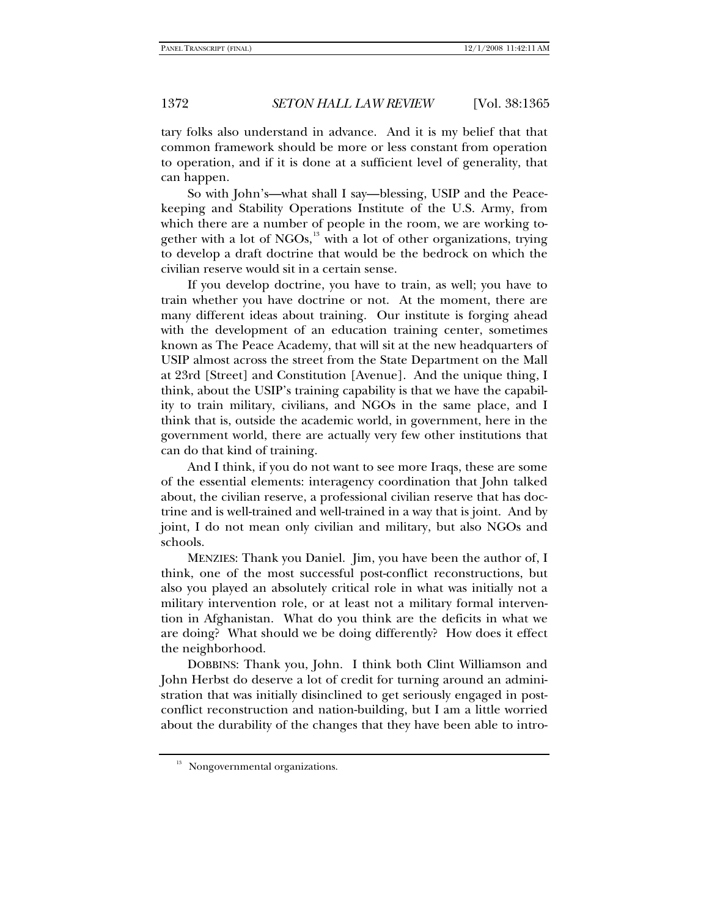tary folks also understand in advance. And it is my belief that that common framework should be more or less constant from operation to operation, and if it is done at a sufficient level of generality, that can happen.

So with John's—what shall I say—blessing, USIP and the Peacekeeping and Stability Operations Institute of the U.S. Army, from which there are a number of people in the room, we are working together with a lot of NGOs,[13] with a lot of other organizations, trying to develop a draft doctrine that would be the bedrock on which the civilian reserve would sit in a certain sense.

If you develop doctrine, you have to train, as well; you have to train whether you have doctrine or not. At the moment, there are many different ideas about training. Our institute is forging ahead with the development of an education training center, sometimes known as The Peace Academy, that will sit at the new headquarters of USIP almost across the street from the State Department on the Mall at 23rd [Street] and Constitution [Avenue]. And the unique thing, I think, about the USIP's training capability is that we have the capability to train military, civilians, and NGOs in the same place, and I think that is, outside the academic world, in government, here in the government world, there are actually very few other institutions that can do that kind of training.

And I think, if you do not want to see more Iraqs, these are some of the essential elements: interagency coordination that John talked about, the civilian reserve, a professional civilian reserve that has doctrine and is well-trained and well-trained in a way that is joint. And by joint, I do not mean only civilian and military, but also NGOs and schools.

MENZIES: Thank you Daniel. Jim, you have been the author of, I think, one of the most successful post-conflict reconstructions, but also you played an absolutely critical role in what was initially not a military intervention role, or at least not a military formal intervention in Afghanistan. What do you think are the deficits in what we are doing? What should we be doing differently? How does it effect the neighborhood.

DOBBINS: Thank you, John. I think both Clint Williamson and John Herbst do deserve a lot of credit for turning around an administration that was initially disinclined to get seriously engaged in post-conflict reconstruction and nation-building, but I am a little worried about the durability of the changes that they have been able to intro-

[13] Nongovernmental organizations.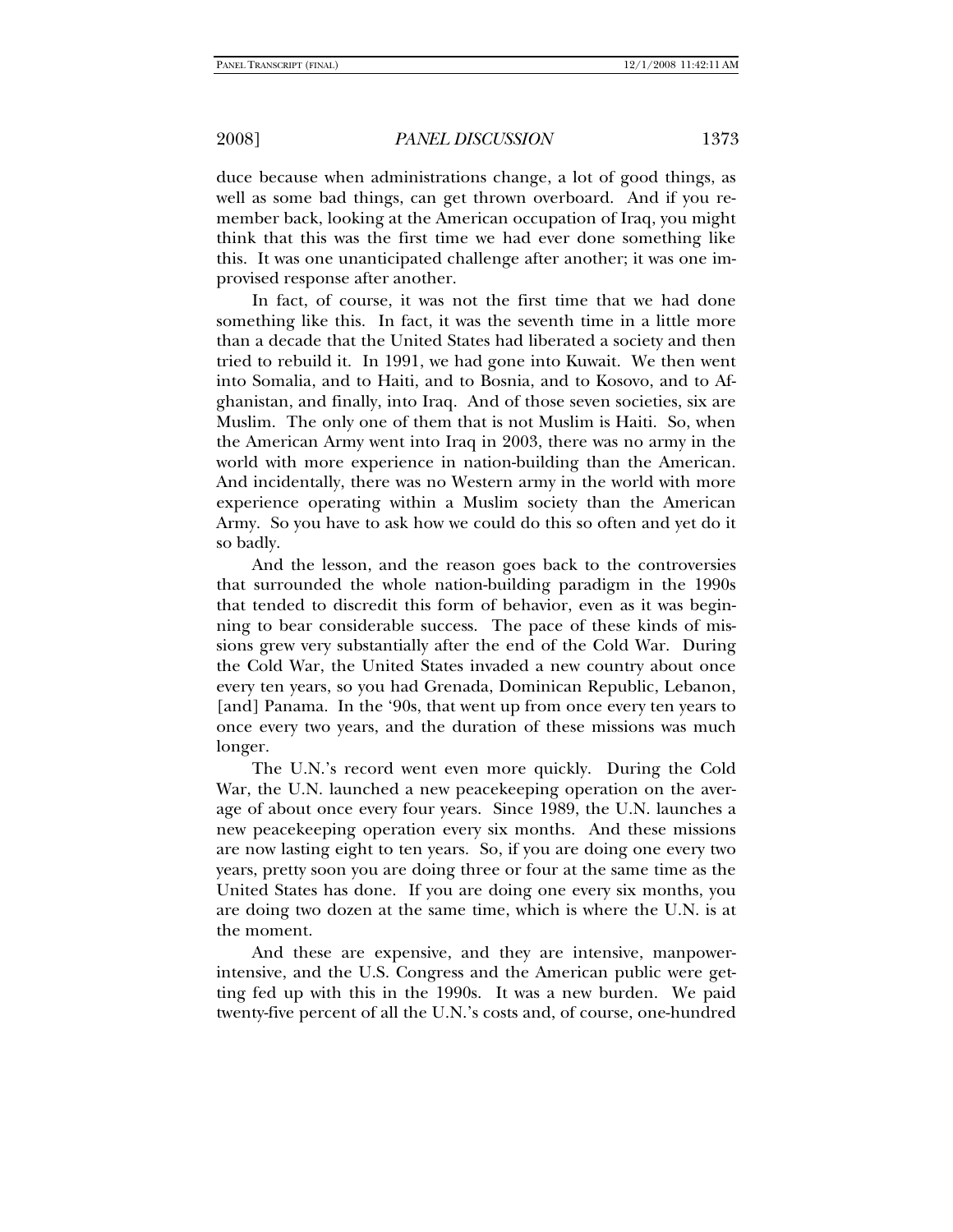duce because when administrations change, a lot of good things, as well as some bad things, can get thrown overboard. And if you remember back, looking at the American occupation of Iraq, you might think that this was the first time we had ever done something like this. It was one unanticipated challenge after another; it was one improvised response after another.

In fact, of course, it was not the first time that we had done something like this. In fact, it was the seventh time in a little more than a decade that the United States had liberated a society and then tried to rebuild it. In 1991, we had gone into Kuwait. We then went into Somalia, and to Haiti, and to Bosnia, and to Kosovo, and to Afghanistan, and finally, into Iraq. And of those seven societies, six are Muslim. The only one of them that is not Muslim is Haiti. So, when the American Army went into Iraq in 2003, there was no army in the world with more experience in nation-building than the American. And incidentally, there was no Western army in the world with more experience operating within a Muslim society than the American Army. So you have to ask how we could do this so often and yet do it so badly.

And the lesson, and the reason goes back to the controversies that surrounded the whole nation-building paradigm in the 1990s that tended to discredit this form of behavior, even as it was beginning to bear considerable success. The pace of these kinds of missions grew very substantially after the end of the Cold War. During the Cold War, the United States invaded a new country about once every ten years, so you had Grenada, Dominican Republic, Lebanon, [and] Panama. In the '90s, that went up from once every ten years to once every two years, and the duration of these missions was much longer.

The U.N.'s record went even more quickly. During the Cold War, the U.N. launched a new peacekeeping operation on the average of about once every four years. Since 1989, the U.N. launches a new peacekeeping operation every six months. And these missions are now lasting eight to ten years. So, if you are doing one every two years, pretty soon you are doing three or four at the same time as the United States has done. If you are doing one every six months, you are doing two dozen at the same time, which is where the U.N. is at the moment.

And these are expensive, and they are intensive, manpower-intensive, and the U.S. Congress and the American public were getting fed up with this in the 1990s. It was a new burden. We paid twenty-five percent of all the U.N.'s costs and, of course, one-hundred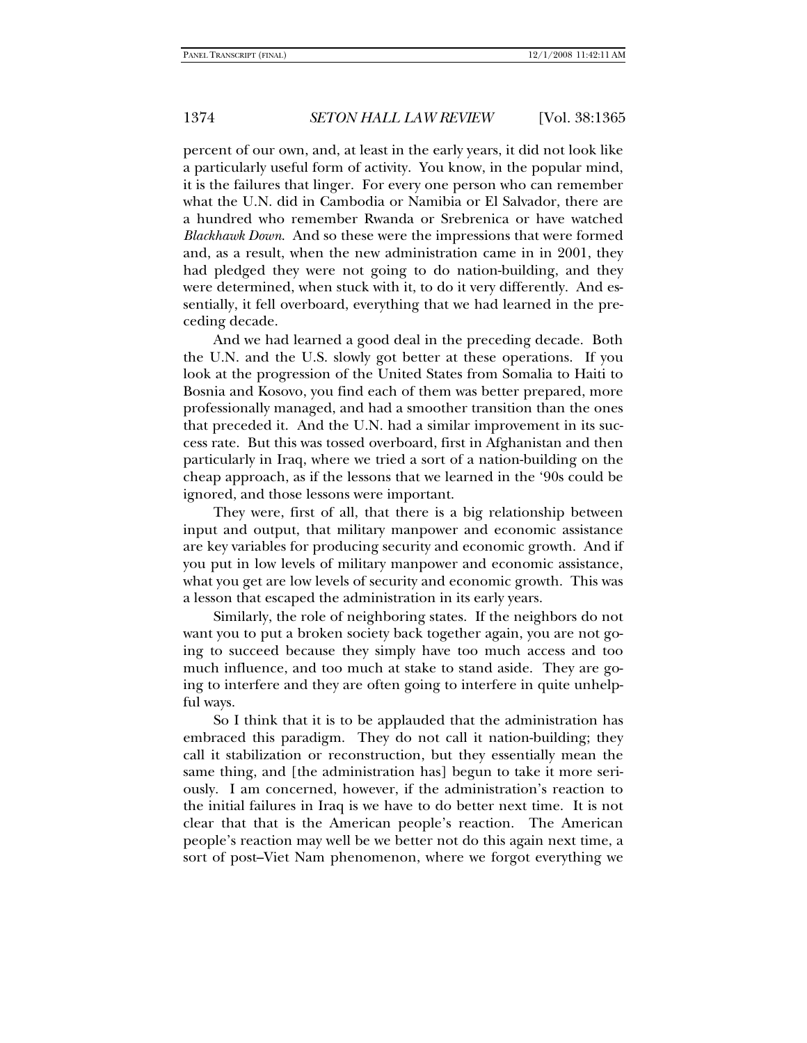percent of our own, and, at least in the early years, it did not look like a particularly useful form of activity. You know, in the popular mind, it is the failures that linger. For every one person who can remember what the U.N. did in Cambodia or Namibia or El Salvador, there are a hundred who remember Rwanda or Srebrenica or have watched *Blackhawk Down*. And so these were the impressions that were formed and, as a result, when the new administration came in in 2001, they had pledged they were not going to do nation-building, and they were determined, when stuck with it, to do it very differently. And essentially, it fell overboard, everything that we had learned in the preceding decade.

And we had learned a good deal in the preceding decade. Both the U.N. and the U.S. slowly got better at these operations. If you look at the progression of the United States from Somalia to Haiti to Bosnia and Kosovo, you find each of them was better prepared, more professionally managed, and had a smoother transition than the ones that preceded it. And the U.N. had a similar improvement in its success rate. But this was tossed overboard, first in Afghanistan and then particularly in Iraq, where we tried a sort of a nation-building on the cheap approach, as if the lessons that we learned in the '90s could be ignored, and those lessons were important.

They were, first of all, that there is a big relationship between input and output, that military manpower and economic assistance are key variables for producing security and economic growth. And if you put in low levels of military manpower and economic assistance, what you get are low levels of security and economic growth. This was a lesson that escaped the administration in its early years.

Similarly, the role of neighboring states. If the neighbors do not want you to put a broken society back together again, you are not going to succeed because they simply have too much access and too much influence, and too much at stake to stand aside. They are going to interfere and they are often going to interfere in quite unhelpful ways.

So I think that it is to be applauded that the administration has embraced this paradigm. They do not call it nation-building; they call it stabilization or reconstruction, but they essentially mean the same thing, and [the administration has] begun to take it more seriously. I am concerned, however, if the administration's reaction to the initial failures in Iraq is we have to do better next time. It is not clear that that is the American people's reaction. The American people's reaction may well be we better not do this again next time, a sort of post–Viet Nam phenomenon, where we forgot everything we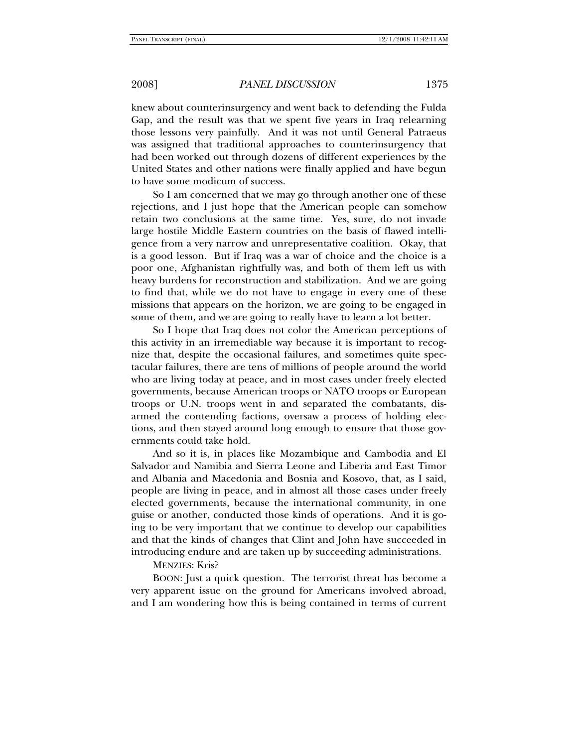knew about counterinsurgency and went back to defending the Fulda Gap, and the result was that we spent five years in Iraq relearning those lessons very painfully. And it was not until General Patraeus was assigned that traditional approaches to counterinsurgency that had been worked out through dozens of different experiences by the United States and other nations were finally applied and have begun to have some modicum of success.

So I am concerned that we may go through another one of these rejections, and I just hope that the American people can somehow retain two conclusions at the same time. Yes, sure, do not invade large hostile Middle Eastern countries on the basis of flawed intelligence from a very narrow and unrepresentative coalition. Okay, that is a good lesson. But if Iraq was a war of choice and the choice is a poor one, Afghanistan rightfully was, and both of them left us with heavy burdens for reconstruction and stabilization. And we are going to find that, while we do not have to engage in every one of these missions that appears on the horizon, we are going to be engaged in some of them, and we are going to really have to learn a lot better.

So I hope that Iraq does not color the American perceptions of this activity in an irremediable way because it is important to recognize that, despite the occasional failures, and sometimes quite spectacular failures, there are tens of millions of people around the world who are living today at peace, and in most cases under freely elected governments, because American troops or NATO troops or European troops or U.N. troops went in and separated the combatants, disarmed the contending factions, oversaw a process of holding elections, and then stayed around long enough to ensure that those governments could take hold.

And so it is, in places like Mozambique and Cambodia and El Salvador and Namibia and Sierra Leone and Liberia and East Timor and Albania and Macedonia and Bosnia and Kosovo, that, as I said, people are living in peace, and in almost all those cases under freely elected governments, because the international community, in one guise or another, conducted those kinds of operations. And it is going to be very important that we continue to develop our capabilities and that the kinds of changes that Clint and John have succeeded in introducing endure and are taken up by succeeding administrations.

MENZIES: Kris?

BOON: Just a quick question. The terrorist threat has become a very apparent issue on the ground for Americans involved abroad, and I am wondering how this is being contained in terms of current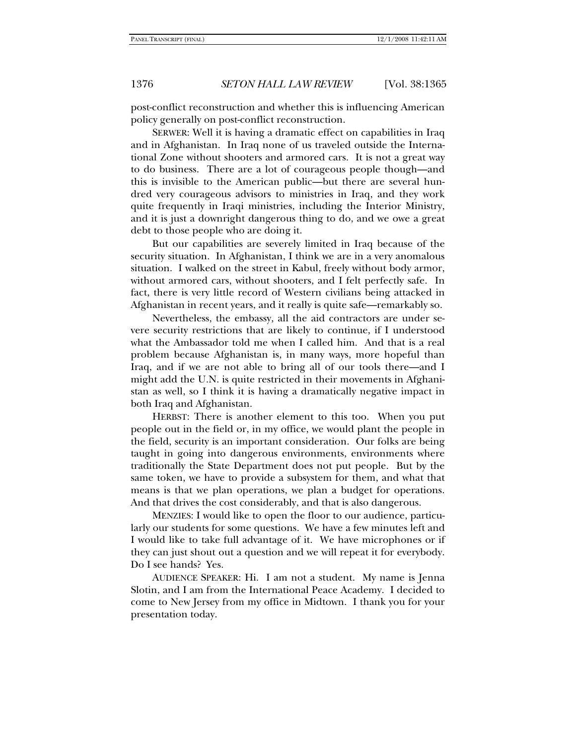post-conflict reconstruction and whether this is influencing American policy generally on post-conflict reconstruction.

SERWER: Well it is having a dramatic effect on capabilities in Iraq and in Afghanistan. In Iraq none of us traveled outside the International Zone without shooters and armored cars. It is not a great way to do business. There are a lot of courageous people though—and this is invisible to the American public—but there are several hundred very courageous advisors to ministries in Iraq, and they work quite frequently in Iraqi ministries, including the Interior Ministry, and it is just a downright dangerous thing to do, and we owe a great debt to those people who are doing it.

But our capabilities are severely limited in Iraq because of the security situation. In Afghanistan, I think we are in a very anomalous situation. I walked on the street in Kabul, freely without body armor, without armored cars, without shooters, and I felt perfectly safe. In fact, there is very little record of Western civilians being attacked in Afghanistan in recent years, and it really is quite safe—remarkably so.

Nevertheless, the embassy, all the aid contractors are under severe security restrictions that are likely to continue, if I understood what the Ambassador told me when I called him. And that is a real problem because Afghanistan is, in many ways, more hopeful than Iraq, and if we are not able to bring all of our tools there—and I might add the U.N. is quite restricted in their movements in Afghanistan as well, so I think it is having a dramatically negative impact in both Iraq and Afghanistan.

HERBST: There is another element to this too. When you put people out in the field or, in my office, we would plant the people in the field, security is an important consideration. Our folks are being taught in going into dangerous environments, environments where traditionally the State Department does not put people. But by the same token, we have to provide a subsystem for them, and what that means is that we plan operations, we plan a budget for operations. And that drives the cost considerably, and that is also dangerous.

MENZIES: I would like to open the floor to our audience, particularly our students for some questions. We have a few minutes left and I would like to take full advantage of it. We have microphones or if they can just shout out a question and we will repeat it for everybody. Do I see hands? Yes.

AUDIENCE SPEAKER: Hi. I am not a student. My name is Jenna Slotin, and I am from the International Peace Academy. I decided to come to New Jersey from my office in Midtown. I thank you for your presentation today.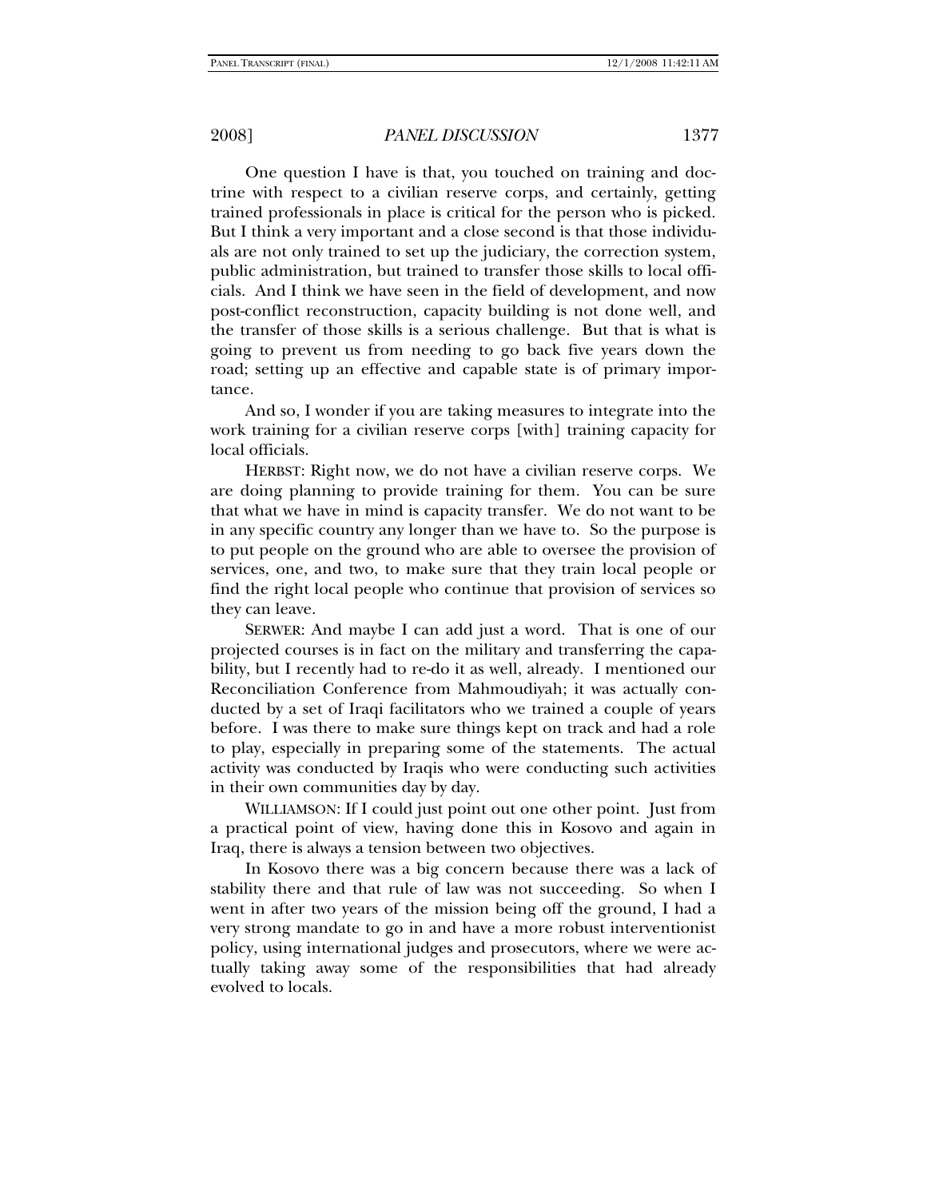One question I have is that, you touched on training and doctrine with respect to a civilian reserve corps, and certainly, getting trained professionals in place is critical for the person who is picked. But I think a very important and a close second is that those individuals are not only trained to set up the judiciary, the correction system, public administration, but trained to transfer those skills to local officials. And I think we have seen in the field of development, and now post-conflict reconstruction, capacity building is not done well, and the transfer of those skills is a serious challenge. But that is what is going to prevent us from needing to go back five years down the road; setting up an effective and capable state is of primary importance.

And so, I wonder if you are taking measures to integrate into the work training for a civilian reserve corps [with] training capacity for local officials.

HERBST: Right now, we do not have a civilian reserve corps. We are doing planning to provide training for them. You can be sure that what we have in mind is capacity transfer. We do not want to be in any specific country any longer than we have to. So the purpose is to put people on the ground who are able to oversee the provision of services, one, and two, to make sure that they train local people or find the right local people who continue that provision of services so they can leave.

SERWER: And maybe I can add just a word. That is one of our projected courses is in fact on the military and transferring the capability, but I recently had to re-do it as well, already. I mentioned our Reconciliation Conference from Mahmoudiyah; it was actually conducted by a set of Iraqi facilitators who we trained a couple of years before. I was there to make sure things kept on track and had a role to play, especially in preparing some of the statements. The actual activity was conducted by Iraqis who were conducting such activities in their own communities day by day.

WILLIAMSON: If I could just point out one other point. Just from a practical point of view, having done this in Kosovo and again in Iraq, there is always a tension between two objectives.

In Kosovo there was a big concern because there was a lack of stability there and that rule of law was not succeeding. So when I went in after two years of the mission being off the ground, I had a very strong mandate to go in and have a more robust interventionist policy, using international judges and prosecutors, where we were actually taking away some of the responsibilities that had already evolved to locals.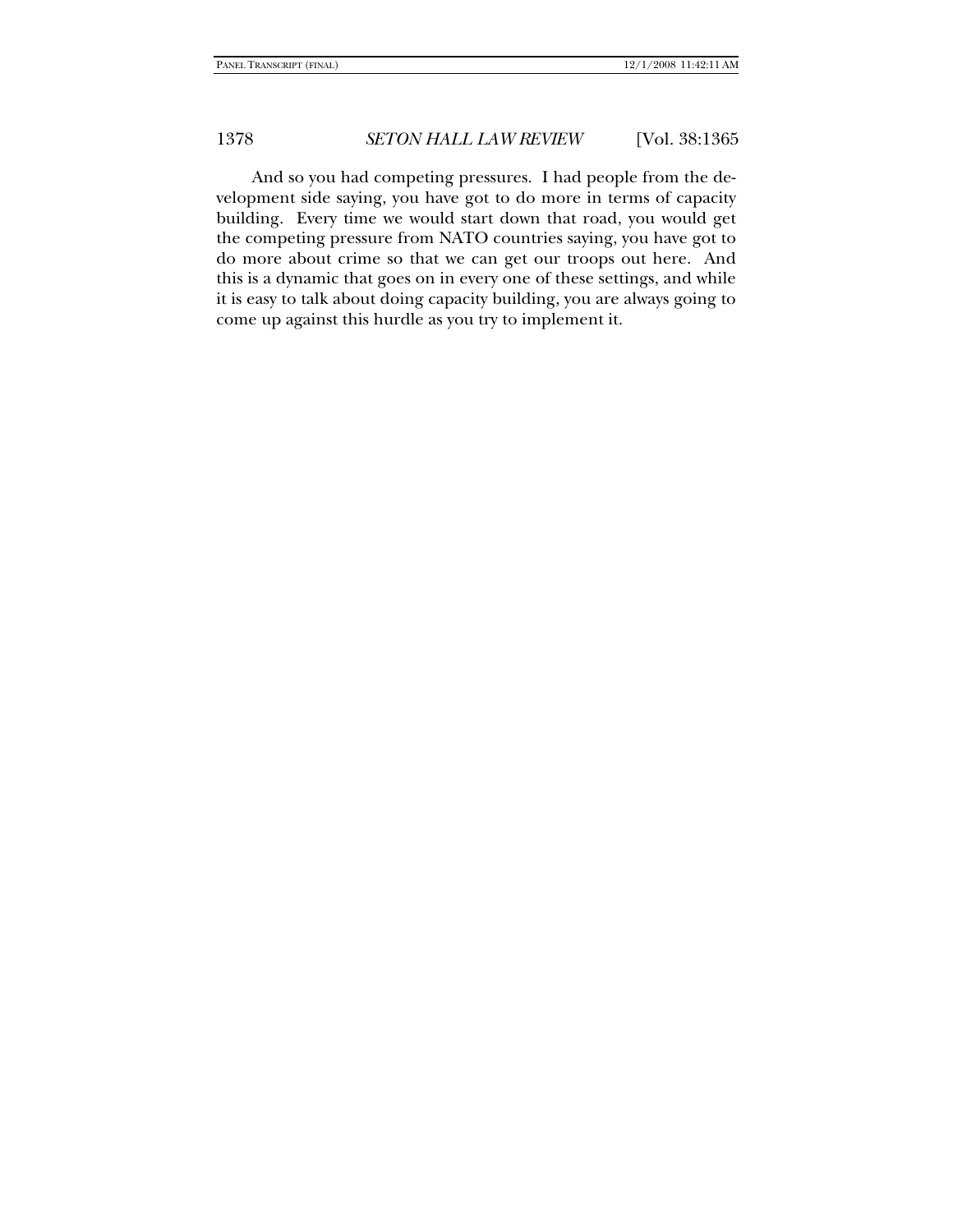And so you had competing pressures. I had people from the development side saying, you have got to do more in terms of capacity building. Every time we would start down that road, you would get the competing pressure from NATO countries saying, you have got to do more about crime so that we can get our troops out here. And this is a dynamic that goes on in every one of these settings, and while it is easy to talk about doing capacity building, you are always going to come up against this hurdle as you try to implement it.